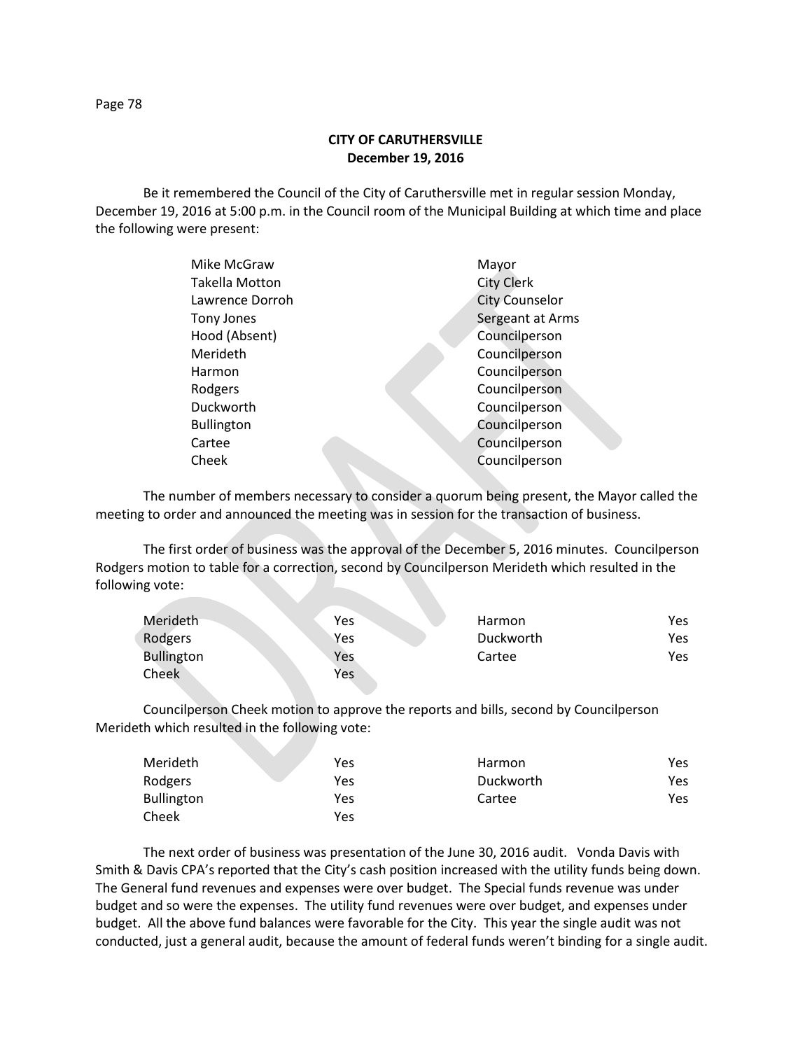**CITY OF CARUTHERSVILLE**
**December 19, 2016**

Be it remembered the Council of the City of Caruthersville met in regular session Monday, December 19, 2016 at 5:00 p.m. in the Council room of the Municipal Building at which time and place the following were present:

| | |
|---|---|
| Mike McGraw | Mayor |
| Takella Motton | City Clerk |
| Lawrence Dorroh | City Counselor |
| Tony Jones | Sergeant at Arms |
| Hood (Absent) | Councilperson |
| Merideth | Councilperson |
| Harmon | Councilperson |
| Rodgers | Councilperson |
| Duckworth | Councilperson |
| Bullington | Councilperson |
| Cartee | Councilperson |
| Cheek | Councilperson |

The number of members necessary to consider a quorum being present, the Mayor called the meeting to order and announced the meeting was in session for the transaction of business.

The first order of business was the approval of the December 5, 2016 minutes. Councilperson Rodgers motion to table for a correction, second by Councilperson Merideth which resulted in the following vote:

| | | | |
|---|---|---|---|
| Merideth | Yes | Harmon | Yes |
| Rodgers | Yes | Duckworth | Yes |
| Bullington | Yes | Cartee | Yes |
| Cheek | Yes | | |

Councilperson Cheek motion to approve the reports and bills, second by Councilperson Merideth which resulted in the following vote:

| | | | |
|---|---|---|---|
| Merideth | Yes | Harmon | Yes |
| Rodgers | Yes | Duckworth | Yes |
| Bullington | Yes | Cartee | Yes |
| Cheek | Yes | | |

The next order of business was presentation of the June 30, 2016 audit. Vonda Davis with Smith & Davis CPA's reported that the City's cash position increased with the utility funds being down. The General fund revenues and expenses were over budget. The Special funds revenue was under budget and so were the expenses. The utility fund revenues were over budget, and expenses under budget. All the above fund balances were favorable for the City. This year the single audit was not conducted, just a general audit, because the amount of federal funds weren't binding for a single audit.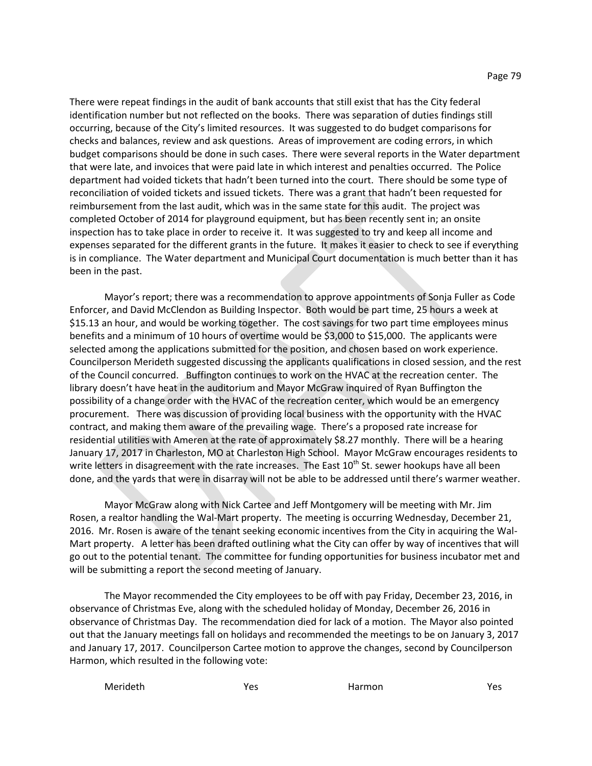There were repeat findings in the audit of bank accounts that still exist that has the City federal identification number but not reflected on the books. There was separation of duties findings still occurring, because of the City's limited resources. It was suggested to do budget comparisons for checks and balances, review and ask questions. Areas of improvement are coding errors, in which budget comparisons should be done in such cases. There were several reports in the Water department that were late, and invoices that were paid late in which interest and penalties occurred. The Police department had voided tickets that hadn't been turned into the court. There should be some type of reconciliation of voided tickets and issued tickets. There was a grant that hadn't been requested for reimbursement from the last audit, which was in the same state for this audit. The project was completed October of 2014 for playground equipment, but has been recently sent in; an onsite inspection has to take place in order to receive it. It was suggested to try and keep all income and expenses separated for the different grants in the future. It makes it easier to check to see if everything is in compliance. The Water department and Municipal Court documentation is much better than it has been in the past.

Mayor's report; there was a recommendation to approve appointments of Sonja Fuller as Code Enforcer, and David McClendon as Building Inspector. Both would be part time, 25 hours a week at $15.13 an hour, and would be working together. The cost savings for two part time employees minus benefits and a minimum of 10 hours of overtime would be $3,000 to $15,000. The applicants were selected among the applications submitted for the position, and chosen based on work experience. Councilperson Merideth suggested discussing the applicants qualifications in closed session, and the rest of the Council concurred. Buffington continues to work on the HVAC at the recreation center. The library doesn't have heat in the auditorium and Mayor McGraw inquired of Ryan Buffington the possibility of a change order with the HVAC of the recreation center, which would be an emergency procurement. There was discussion of providing local business with the opportunity with the HVAC contract, and making them aware of the prevailing wage. There's a proposed rate increase for residential utilities with Ameren at the rate of approximately $8.27 monthly. There will be a hearing January 17, 2017 in Charleston, MO at Charleston High School. Mayor McGraw encourages residents to write letters in disagreement with the rate increases. The East 10th St. sewer hookups have all been done, and the yards that were in disarray will not be able to be addressed until there's warmer weather.

Mayor McGraw along with Nick Cartee and Jeff Montgomery will be meeting with Mr. Jim Rosen, a realtor handling the Wal-Mart property. The meeting is occurring Wednesday, December 21, 2016. Mr. Rosen is aware of the tenant seeking economic incentives from the City in acquiring the Wal-Mart property. A letter has been drafted outlining what the City can offer by way of incentives that will go out to the potential tenant. The committee for funding opportunities for business incubator met and will be submitting a report the second meeting of January.

The Mayor recommended the City employees to be off with pay Friday, December 23, 2016, in observance of Christmas Eve, along with the scheduled holiday of Monday, December 26, 2016 in observance of Christmas Day. The recommendation died for lack of a motion. The Mayor also pointed out that the January meetings fall on holidays and recommended the meetings to be on January 3, 2017 and January 17, 2017. Councilperson Cartee motion to approve the changes, second by Councilperson Harmon, which resulted in the following vote:

| | | | |
|---|---|---|---|
| Merideth | Yes | Harmon | Yes |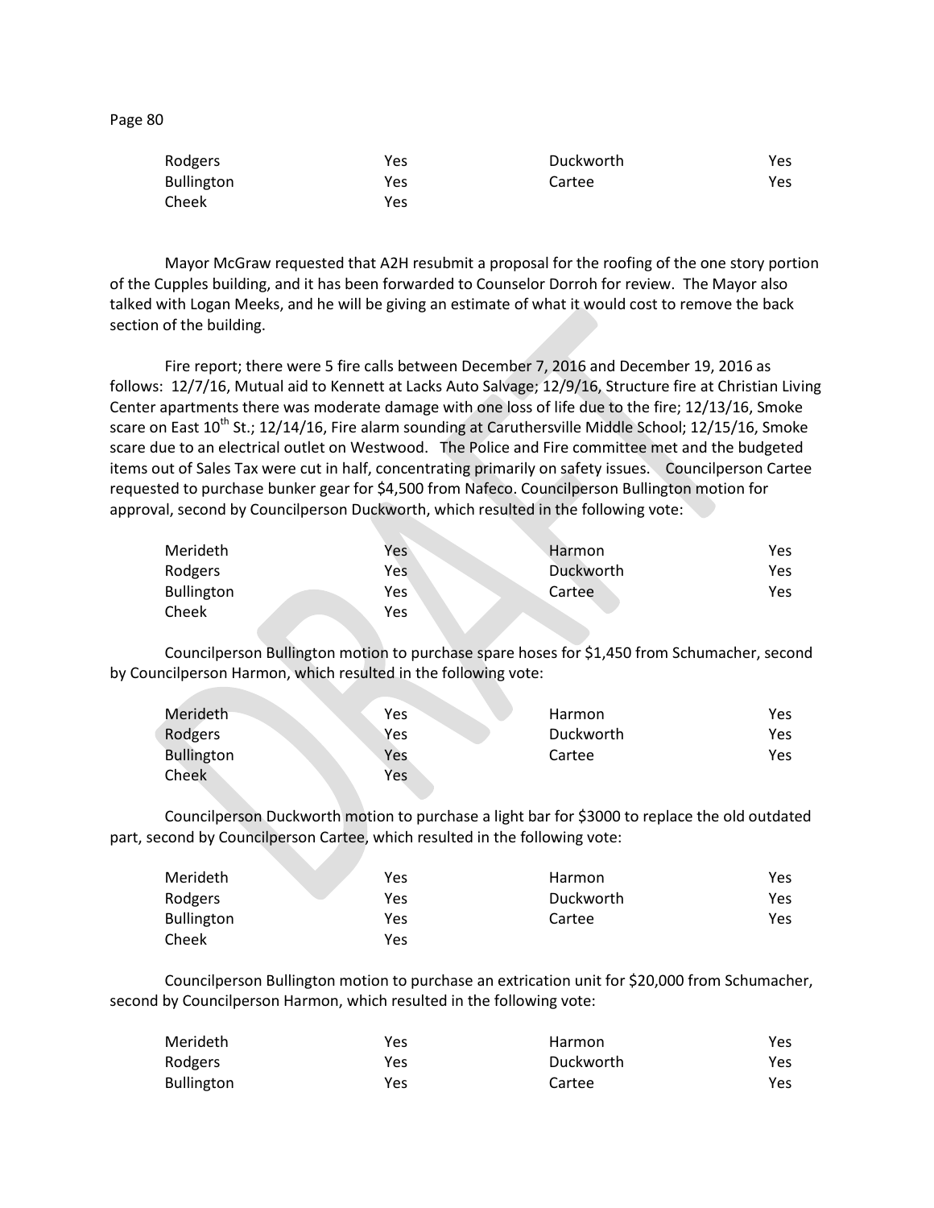| Rodgers | Yes | Duckworth | Yes |
|---|---|---|---|
| Bullington | Yes | Cartee | Yes |
| Cheek | Yes | | |

Mayor McGraw requested that A2H resubmit a proposal for the roofing of the one story portion of the Cupples building, and it has been forwarded to Counselor Dorroh for review. The Mayor also talked with Logan Meeks, and he will be giving an estimate of what it would cost to remove the back section of the building.

Fire report; there were 5 fire calls between December 7, 2016 and December 19, 2016 as follows: 12/7/16, Mutual aid to Kennett at Lacks Auto Salvage; 12/9/16, Structure fire at Christian Living Center apartments there was moderate damage with one loss of life due to the fire; 12/13/16, Smoke scare on East 10th St.; 12/14/16, Fire alarm sounding at Caruthersville Middle School; 12/15/16, Smoke scare due to an electrical outlet on Westwood. The Police and Fire committee met and the budgeted items out of Sales Tax were cut in half, concentrating primarily on safety issues. Councilperson Cartee requested to purchase bunker gear for $4,500 from Nafeco. Councilperson Bullington motion for approval, second by Councilperson Duckworth, which resulted in the following vote:

| Merideth | Yes | Harmon | Yes |
|---|---|---|---|
| Rodgers | Yes | Duckworth | Yes |
| Bullington | Yes | Cartee | Yes |
| Cheek | Yes | | |

Councilperson Bullington motion to purchase spare hoses for $1,450 from Schumacher, second by Councilperson Harmon, which resulted in the following vote:

| Merideth | Yes | Harmon | Yes |
|---|---|---|---|
| Rodgers | Yes | Duckworth | Yes |
| Bullington | Yes | Cartee | Yes |
| Cheek | Yes | | |

Councilperson Duckworth motion to purchase a light bar for $3000 to replace the old outdated part, second by Councilperson Cartee, which resulted in the following vote:

| Merideth | Yes | Harmon | Yes |
|---|---|---|---|
| Rodgers | Yes | Duckworth | Yes |
| Bullington | Yes | Cartee | Yes |
| Cheek | Yes | | |

Councilperson Bullington motion to purchase an extrication unit for $20,000 from Schumacher, second by Councilperson Harmon, which resulted in the following vote:

| Merideth | Yes | Harmon | Yes |
|---|---|---|---|
| Rodgers | Yes | Duckworth | Yes |
| Bullington | Yes | Cartee | Yes |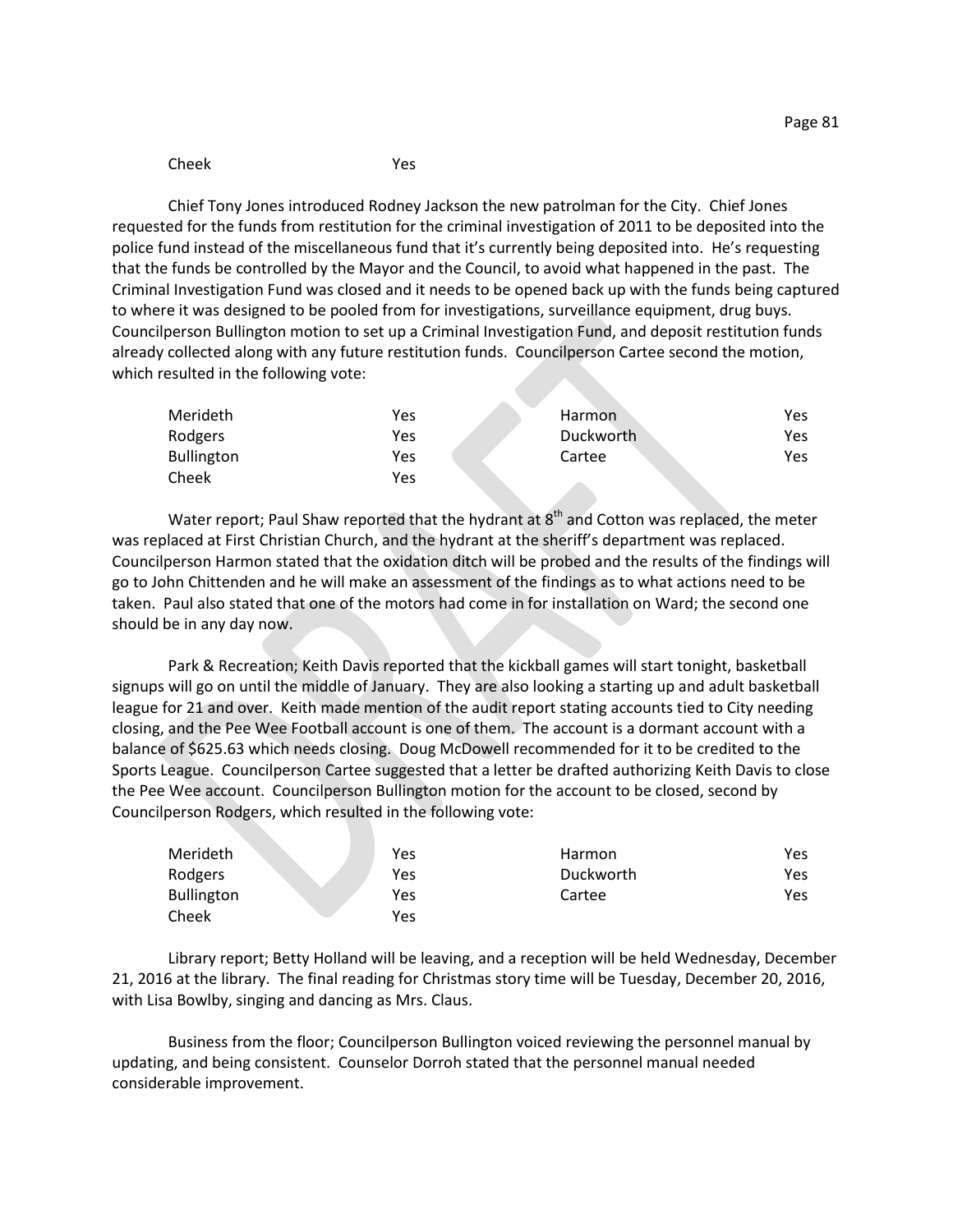| Cheek | Yes |
|---|---|

Chief Tony Jones introduced Rodney Jackson the new patrolman for the City. Chief Jones requested for the funds from restitution for the criminal investigation of 2011 to be deposited into the police fund instead of the miscellaneous fund that it's currently being deposited into. He's requesting that the funds be controlled by the Mayor and the Council, to avoid what happened in the past. The Criminal Investigation Fund was closed and it needs to be opened back up with the funds being captured to where it was designed to be pooled from for investigations, surveillance equipment, drug buys. Councilperson Bullington motion to set up a Criminal Investigation Fund, and deposit restitution funds already collected along with any future restitution funds. Councilperson Cartee second the motion, which resulted in the following vote:

| | | | |
|---|---|---|---|
| Merideth | Yes | Harmon | Yes |
| Rodgers | Yes | Duckworth | Yes |
| Bullington | Yes | Cartee | Yes |
| Cheek | Yes | | |

Water report; Paul Shaw reported that the hydrant at 8th and Cotton was replaced, the meter was replaced at First Christian Church, and the hydrant at the sheriff's department was replaced. Councilperson Harmon stated that the oxidation ditch will be probed and the results of the findings will go to John Chittenden and he will make an assessment of the findings as to what actions need to be taken. Paul also stated that one of the motors had come in for installation on Ward; the second one should be in any day now.

Park & Recreation; Keith Davis reported that the kickball games will start tonight, basketball signups will go on until the middle of January. They are also looking a starting up and adult basketball league for 21 and over. Keith made mention of the audit report stating accounts tied to City needing closing, and the Pee Wee Football account is one of them. The account is a dormant account with a balance of $625.63 which needs closing. Doug McDowell recommended for it to be credited to the Sports League. Councilperson Cartee suggested that a letter be drafted authorizing Keith Davis to close the Pee Wee account. Councilperson Bullington motion for the account to be closed, second by Councilperson Rodgers, which resulted in the following vote:

| | | | |
|---|---|---|---|
| Merideth | Yes | Harmon | Yes |
| Rodgers | Yes | Duckworth | Yes |
| Bullington | Yes | Cartee | Yes |
| Cheek | Yes | | |

Library report; Betty Holland will be leaving, and a reception will be held Wednesday, December 21, 2016 at the library. The final reading for Christmas story time will be Tuesday, December 20, 2016, with Lisa Bowlby, singing and dancing as Mrs. Claus.

Business from the floor; Councilperson Bullington voiced reviewing the personnel manual by updating, and being consistent. Counselor Dorroh stated that the personnel manual needed considerable improvement.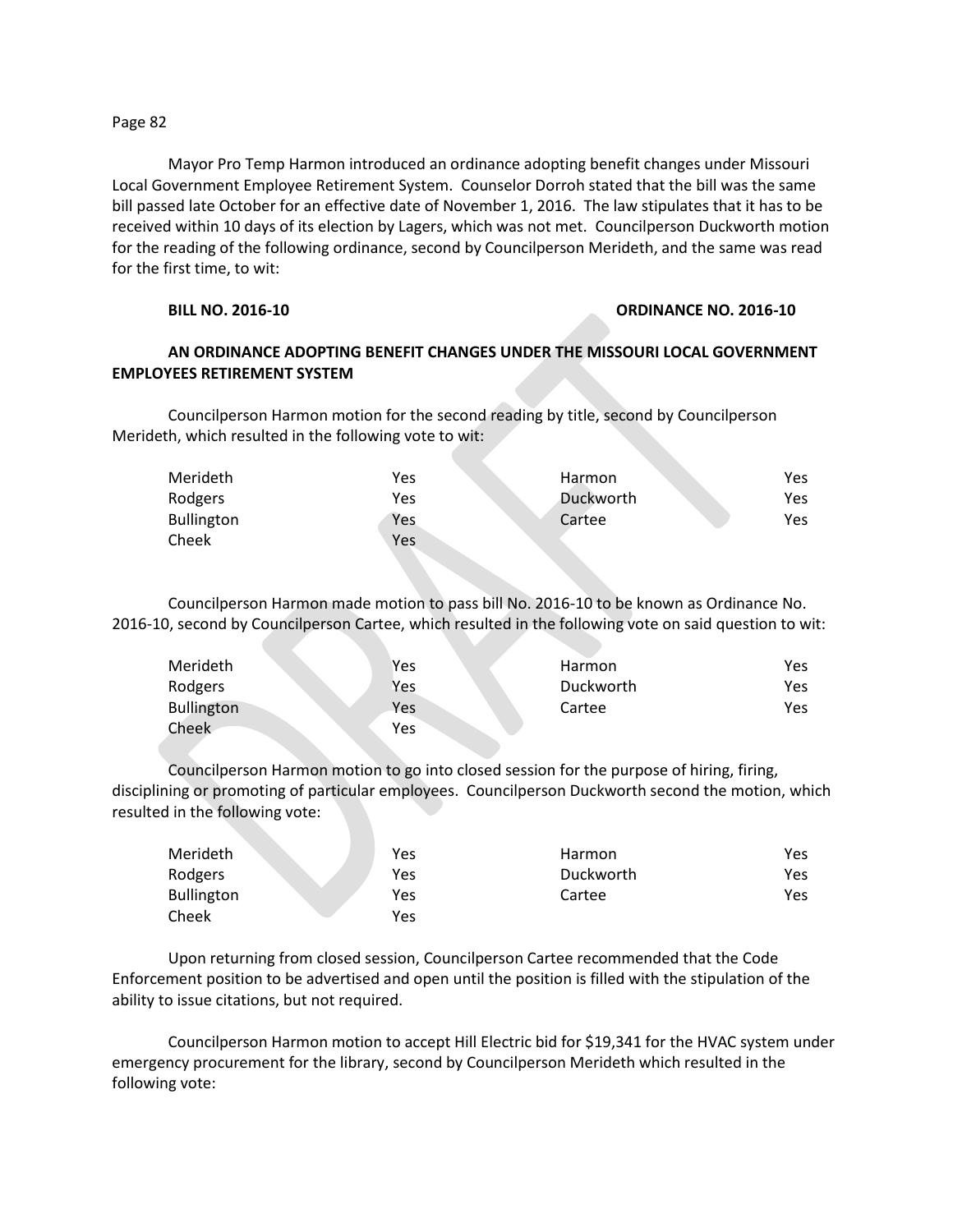Mayor Pro Temp Harmon introduced an ordinance adopting benefit changes under Missouri Local Government Employee Retirement System. Counselor Dorroh stated that the bill was the same bill passed late October for an effective date of November 1, 2016. The law stipulates that it has to be received within 10 days of its election by Lagers, which was not met. Councilperson Duckworth motion for the reading of the following ordinance, second by Councilperson Merideth, and the same was read for the first time, to wit:

**BILL NO. 2016-10** **ORDINANCE NO. 2016-10**

**AN ORDINANCE ADOPTING BENEFIT CHANGES UNDER THE MISSOURI LOCAL GOVERNMENT EMPLOYEES RETIREMENT SYSTEM**

Councilperson Harmon motion for the second reading by title, second by Councilperson Merideth, which resulted in the following vote to wit:

| | | | |
|---|---|---|---|
| Merideth | Yes | Harmon | Yes |
| Rodgers | Yes | Duckworth | Yes |
| Bullington | Yes | Cartee | Yes |
| Cheek | Yes | | |

Councilperson Harmon made motion to pass bill No. 2016-10 to be known as Ordinance No. 2016-10, second by Councilperson Cartee, which resulted in the following vote on said question to wit:

| | | | |
|---|---|---|---|
| Merideth | Yes | Harmon | Yes |
| Rodgers | Yes | Duckworth | Yes |
| Bullington | Yes | Cartee | Yes |
| Cheek | Yes | | |

Councilperson Harmon motion to go into closed session for the purpose of hiring, firing, disciplining or promoting of particular employees. Councilperson Duckworth second the motion, which resulted in the following vote:

| | | | |
|---|---|---|---|
| Merideth | Yes | Harmon | Yes |
| Rodgers | Yes | Duckworth | Yes |
| Bullington | Yes | Cartee | Yes |
| Cheek | Yes | | |

Upon returning from closed session, Councilperson Cartee recommended that the Code Enforcement position to be advertised and open until the position is filled with the stipulation of the ability to issue citations, but not required.

Councilperson Harmon motion to accept Hill Electric bid for $19,341 for the HVAC system under emergency procurement for the library, second by Councilperson Merideth which resulted in the following vote: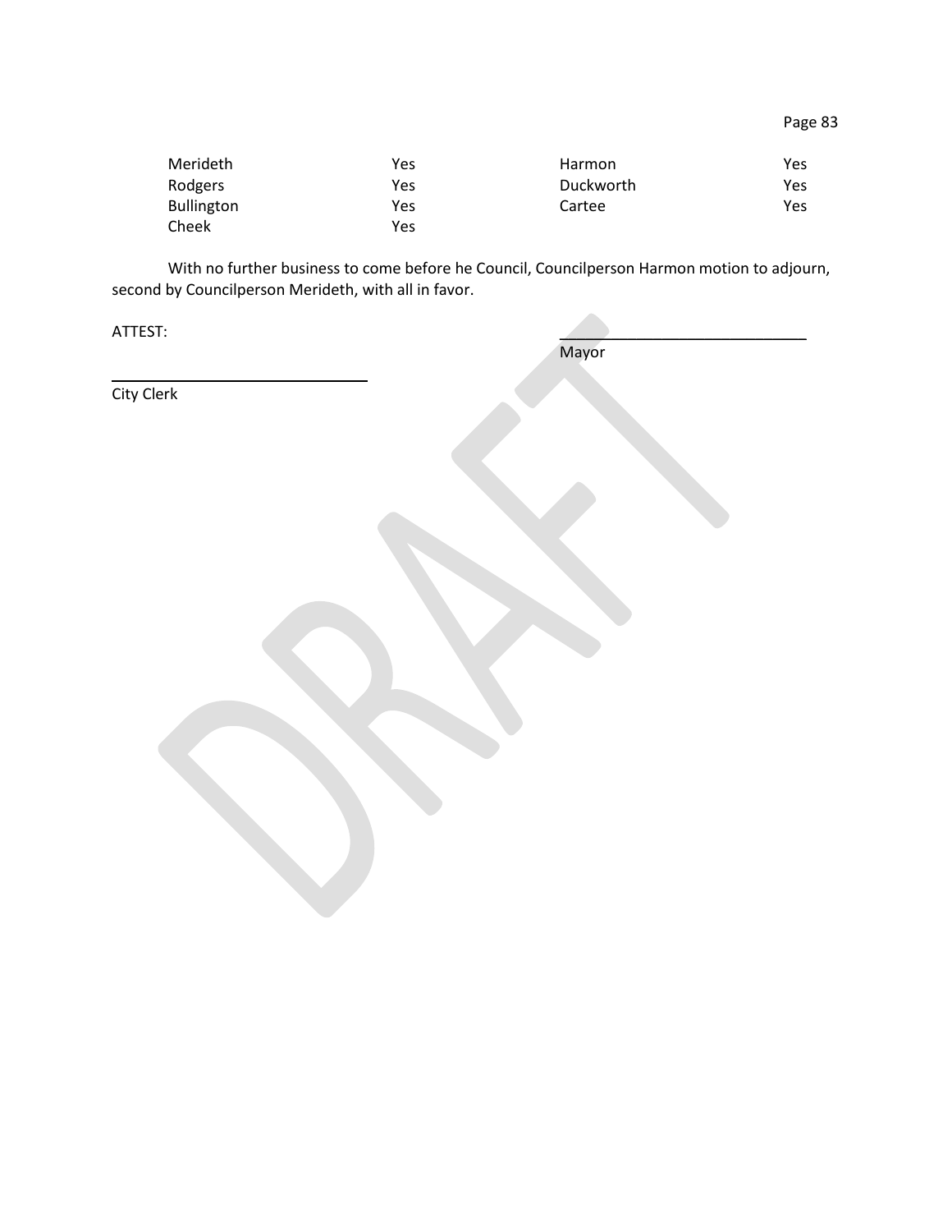| | | | |
|---|---|---|---|
| Merideth | Yes | Harmon | Yes |
| Rodgers | Yes | Duckworth | Yes |
| Bullington | Yes | Cartee | Yes |
| Cheek | Yes | | |

With no further business to come before he Council, Councilperson Harmon motion to adjourn, second by Councilperson Merideth, with all in favor.

ATTEST:

______________________________
Mayor

______________________________
City Clerk

DRAFT